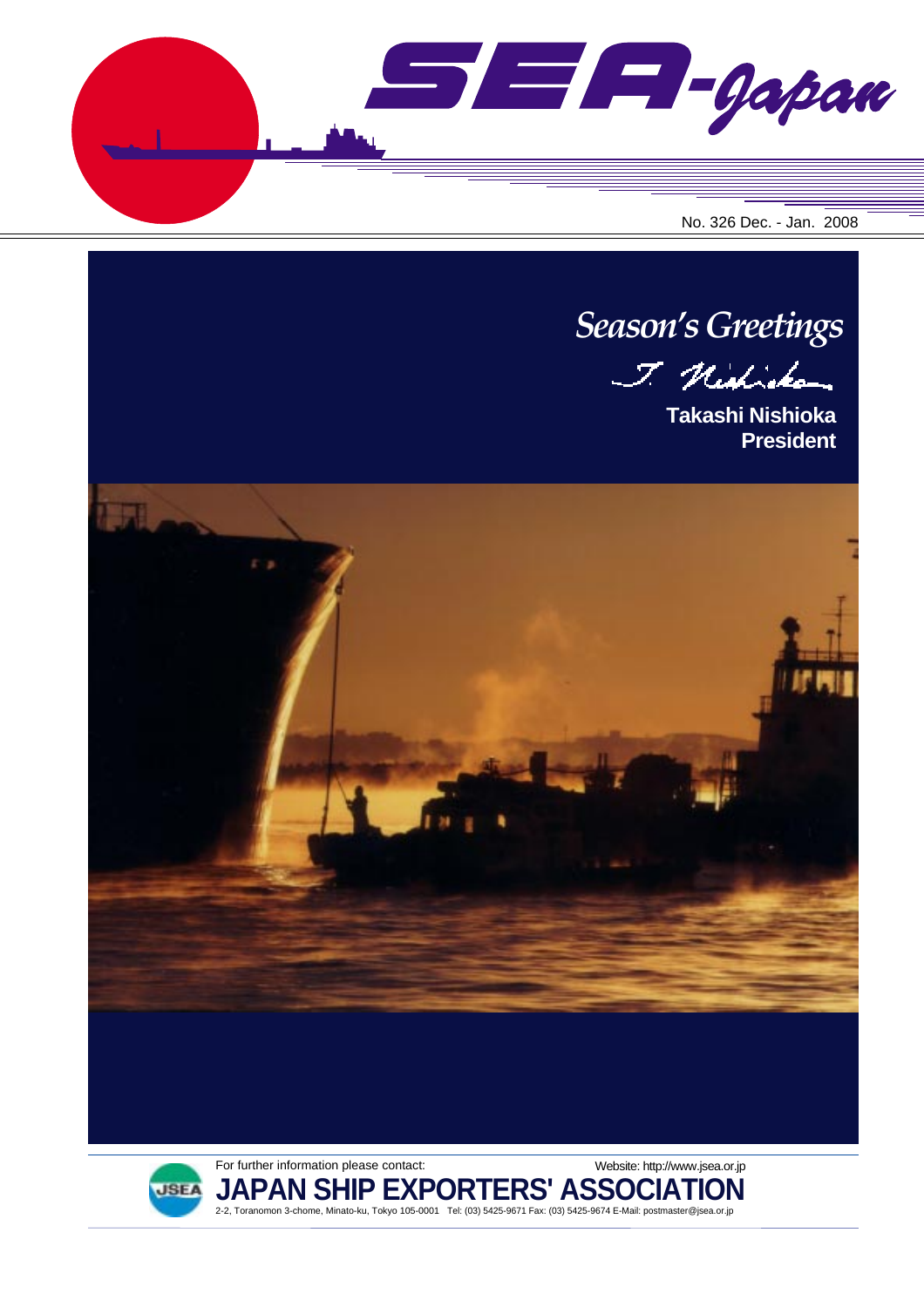# SEA-Japan

No. 326 Dec. - Jan. 2008

## *Season's Greetings*

T. Nishioka

**Takashi Nishioka**
**President**

For further information please contact:

Website: http://www.jsea.or.jp

**JAPAN SHIP EXPORTERS' ASSOCIATION**

2-2, Toranomon 3-chome, Minato-ku, Tokyo 105-0001 Tel: (03) 5425-9671 Fax: (03) 5425-9674 E-Mail: postmaster@jsea.or.jp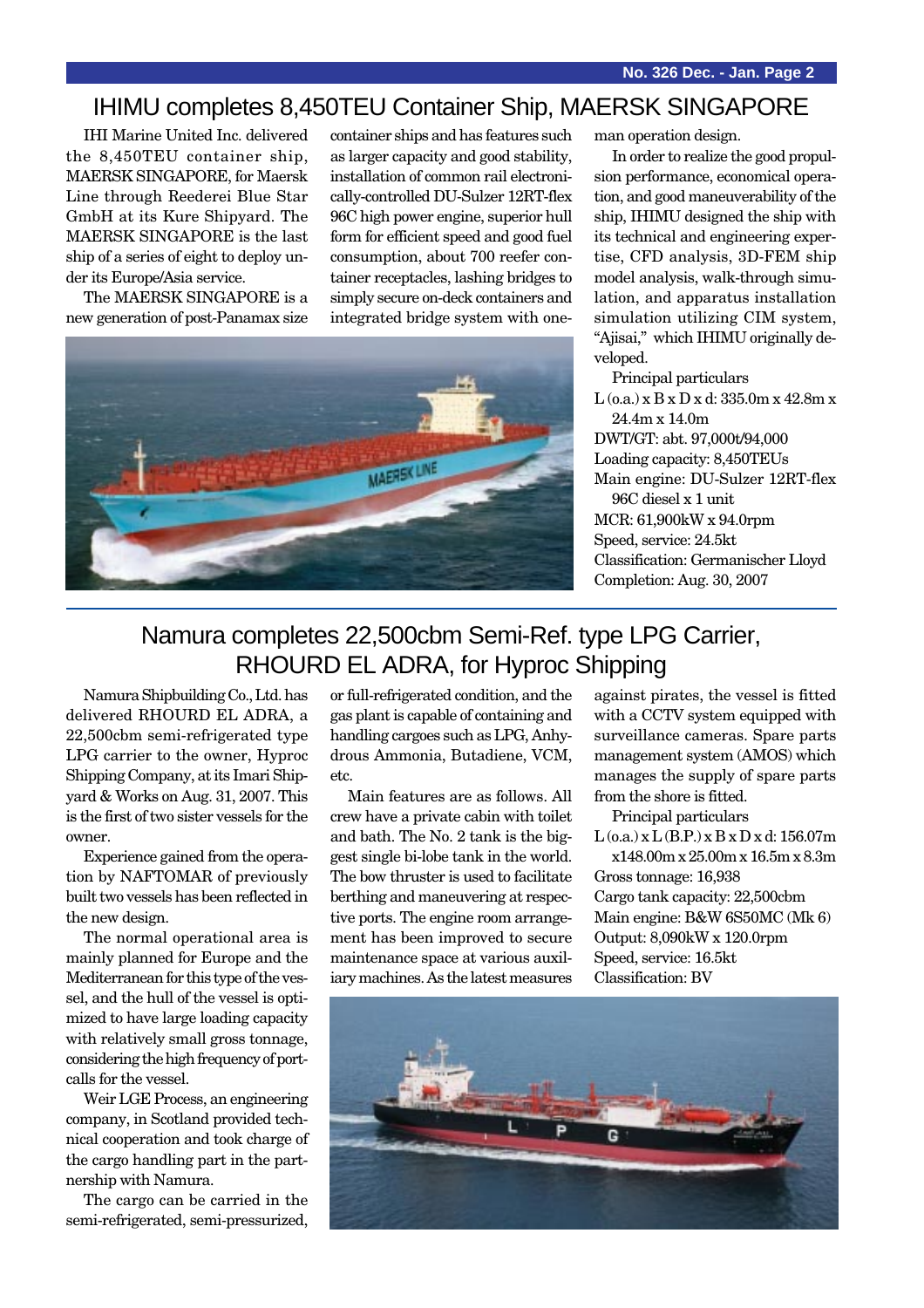# IHIMU completes 8,450TEU Container Ship, MAERSK SINGAPORE

IHI Marine United Inc. delivered the 8,450TEU container ship, MAERSK SINGAPORE, for Maersk Line through Reederei Blue Star GmbH at its Kure Shipyard. The MAERSK SINGAPORE is the last ship of a series of eight to deploy under its Europe/Asia service.

The MAERSK SINGAPORE is a new generation of post-Panamax size container ships and has features such as larger capacity and good stability, installation of common rail electronically-controlled DU-Sulzer 12RT-flex 96C high power engine, superior hull form for efficient speed and good fuel consumption, about 700 reefer container receptacles, lashing bridges to simply secure on-deck containers and integrated bridge system with one-man operation design.

In order to realize the good propulsion performance, economical operation, and good maneuverability of the ship, IHIMU designed the ship with its technical and engineering expertise, CFD analysis, 3D-FEM ship model analysis, walk-through simulation, and apparatus installation simulation utilizing CIM system, "Ajisai," which IHIMU originally developed.

Principal particulars

L (o.a.) x B x D x d: 335.0m x 42.8m x 24.4m x 14.0m
DWT/GT: abt. 97,000t/94,000
Loading capacity: 8,450TEUs
Main engine: DU-Sulzer 12RT-flex 96C diesel x 1 unit
MCR: 61,900kW x 94.0rpm
Speed, service: 24.5kt
Classification: Germanischer Lloyd
Completion: Aug. 30, 2007

# Namura completes 22,500cbm Semi-Ref. type LPG Carrier, RHOURD EL ADRA, for Hyproc Shipping

Namura Shipbuilding Co., Ltd. has delivered RHOURD EL ADRA, a 22,500cbm semi-refrigerated type LPG carrier to the owner, Hyproc Shipping Company, at its Imari Shipyard & Works on Aug. 31, 2007. This is the first of two sister vessels for the owner.

Experience gained from the operation by NAFTOMAR of previously built two vessels has been reflected in the new design.

The normal operational area is mainly planned for Europe and the Mediterranean for this type of the vessel, and the hull of the vessel is optimized to have large loading capacity with relatively small gross tonnage, considering the high frequency of port-calls for the vessel.

Weir LGE Process, an engineering company, in Scotland provided technical cooperation and took charge of the cargo handling part in the partnership with Namura.

The cargo can be carried in the semi-refrigerated, semi-pressurized, or full-refrigerated condition, and the gas plant is capable of containing and handling cargoes such as LPG, Anhydrous Ammonia, Butadiene, VCM, etc.

Main features are as follows. All crew have a private cabin with toilet and bath. The No. 2 tank is the biggest single bi-lobe tank in the world. The bow thruster is used to facilitate berthing and maneuvering at respective ports. The engine room arrangement has been improved to secure maintenance space at various auxiliary machines. As the latest measures against pirates, the vessel is fitted with a CCTV system equipped with surveillance cameras. Spare parts management system (AMOS) which manages the supply of spare parts from the shore is fitted.

Principal particulars

L (o.a.) x L (B.P.) x B x D x d: 156.07m x148.00m x 25.00m x 16.5m x 8.3m
Gross tonnage: 16,938
Cargo tank capacity: 22,500cbm
Main engine: B&W 6S50MC (Mk 6)
Output: 8,090kW x 120.0rpm
Speed, service: 16.5kt
Classification: BV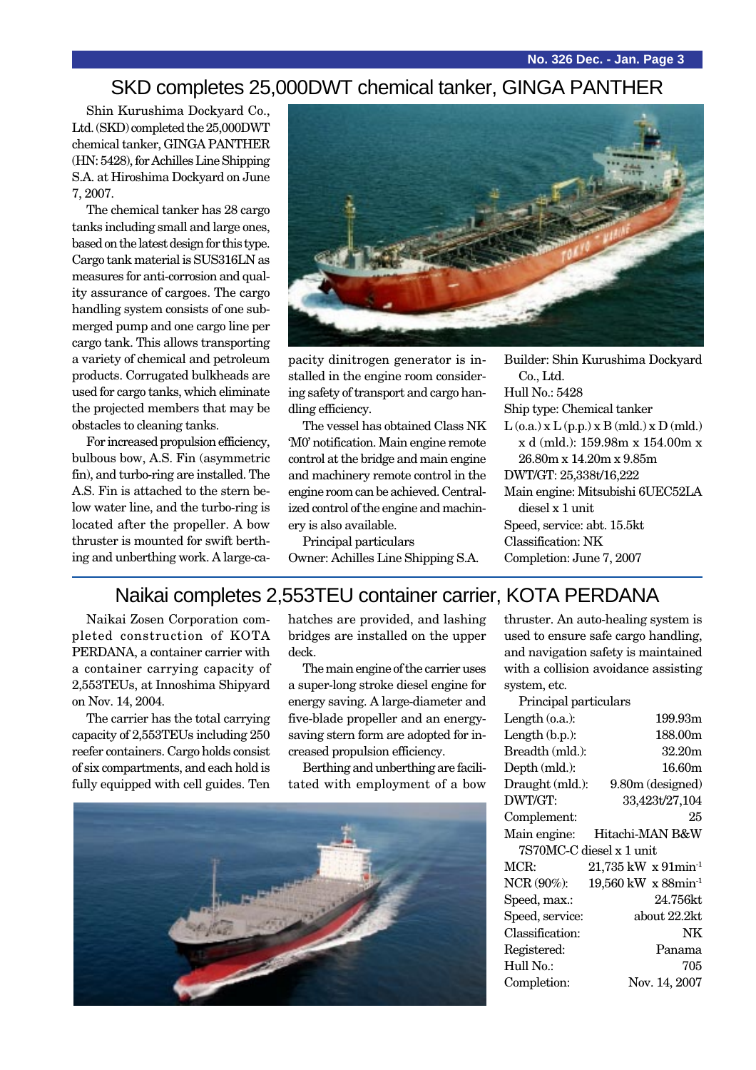# SKD completes 25,000DWT chemical tanker, GINGA PANTHER

Shin Kurushima Dockyard Co., Ltd. (SKD) completed the 25,000DWT chemical tanker, GINGA PANTHER (HN: 5428), for Achilles Line Shipping S.A. at Hiroshima Dockyard on June 7, 2007.

The chemical tanker has 28 cargo tanks including small and large ones, based on the latest design for this type. Cargo tank material is SUS316LN as measures for anti-corrosion and quality assurance of cargoes. The cargo handling system consists of one submerged pump and one cargo line per cargo tank. This allows transporting a variety of chemical and petroleum products. Corrugated bulkheads are used for cargo tanks, which eliminate the projected members that may be obstacles to cleaning tanks.

For increased propulsion efficiency, bulbous bow, A.S. Fin (asymmetric fin), and turbo-ring are installed. The A.S. Fin is attached to the stern below water line, and the turbo-ring is located after the propeller. A bow thruster is mounted for swift berthing and unberthing work. A large-capacity dinitrogen generator is installed in the engine room considering safety of transport and cargo handling efficiency.

The vessel has obtained Class NK 'M0' notification. Main engine remote control at the bridge and main engine and machinery remote control in the engine room can be achieved. Centralized control of the engine and machinery is also available.

Principal particulars

Owner: Achilles Line Shipping S.A.
Builder: Shin Kurushima Dockyard Co., Ltd.
Hull No.: 5428
Ship type: Chemical tanker
L (o.a.) x L (p.p.) x B (mld.) x D (mld.) x d (mld.): 159.98m x 154.00m x 26.80m x 14.20m x 9.85m
DWT/GT: 25,338t/16,222
Main engine: Mitsubishi 6UEC52LA diesel x 1 unit
Speed, service: abt. 15.5kt
Classification: NK
Completion: June 7, 2007

# Naikai completes 2,553TEU container carrier, KOTA PERDANA

Naikai Zosen Corporation completed construction of KOTA PERDANA, a container carrier with a container carrying capacity of 2,553TEUs, at Innoshima Shipyard on Nov. 14, 2004.

The carrier has the total carrying capacity of 2,553TEUs including 250 reefer containers. Cargo holds consist of six compartments, and each hold is fully equipped with cell guides. Ten hatches are provided, and lashing bridges are installed on the upper deck.

The main engine of the carrier uses a super-long stroke diesel engine for energy saving. A large-diameter and five-blade propeller and an energy-saving stern form are adopted for increased propulsion efficiency.

Berthing and unberthing are facilitated with employment of a bow thruster. An auto-healing system is used to ensure safe cargo handling, and navigation safety is maintained with a collision avoidance assisting system, etc.

Principal particulars

| | |
|---|---|
| Length (o.a.): | 199.93m |
| Length (b.p.): | 188.00m |
| Breadth (mld.): | 32.20m |
| Depth (mld.): | 16.60m |
| Draught (mld.): | 9.80m (designed) |
| DWT/GT: | 33,423t/27,104 |
| Complement: | 25 |
| Main engine: | Hitachi-MAN B&W 7S70MC-C diesel x 1 unit |
| MCR: | 21,735 kW x 91min$^{-1}$ |
| NCR (90%): | 19,560 kW x 88min$^{-1}$ |
| Speed, max.: | 24.756kt |
| Speed, service: | about 22.2kt |
| Classification: | NK |
| Registered: | Panama |
| Hull No.: | 705 |
| Completion: | Nov. 14, 2007 |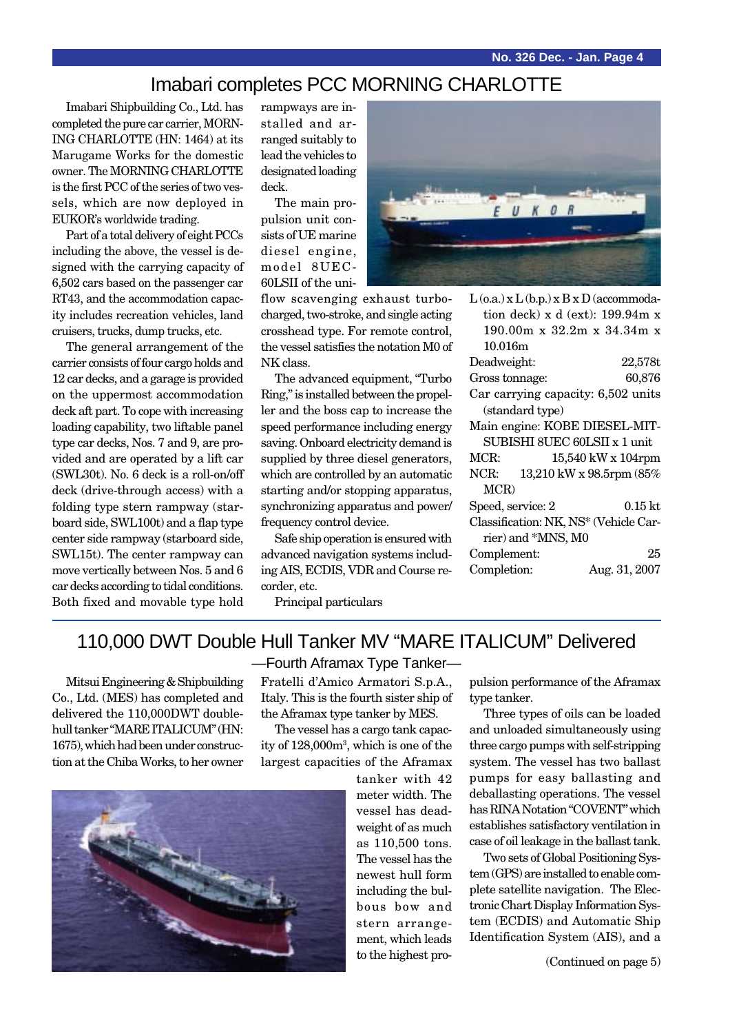## Imabari completes PCC MORNING CHARLOTTE

Imabari Shipbuilding Co., Ltd. has completed the pure car carrier, MORNING CHARLOTTE (HN: 1464) at its Marugame Works for the domestic owner. The MORNING CHARLOTTE is the first PCC of the series of two vessels, which are now deployed in EUKOR's worldwide trading.

Part of a total delivery of eight PCCs including the above, the vessel is designed with the carrying capacity of 6,502 cars based on the passenger car RT43, and the accommodation capacity includes recreation vehicles, land cruisers, trucks, dump trucks, etc.

The general arrangement of the carrier consists of four cargo holds and 12 car decks, and a garage is provided on the uppermost accommodation deck aft part. To cope with increasing loading capability, two liftable panel type car decks, Nos. 7 and 9, are provided and are operated by a lift car (SWL30t). No. 6 deck is a roll-on/off deck (drive-through access) with a folding type stern rampway (starboard side, SWL100t) and a flap type center side rampway (starboard side, SWL15t). The center rampway can move vertically between Nos. 5 and 6 car decks according to tidal conditions. Both fixed and movable type hold rampways are installed and arranged suitably to lead the vehicles to designated loading deck.

The main propulsion unit consists of UE marine diesel engine, model 8UEC-60LSII of the uniflow scavenging exhaust turbocharged, two-stroke, and single acting crosshead type. For remote control, the vessel satisfies the notation M0 of NK class.

The advanced equipment, "Turbo Ring," is installed between the propeller and the boss cap to increase the speed performance including energy saving. Onboard electricity demand is supplied by three diesel generators, which are controlled by an automatic starting and/or stopping apparatus, synchronizing apparatus and power/frequency control device.

Safe ship operation is ensured with advanced navigation systems including AIS, ECDIS, VDR and Course recorder, etc.

Principal particulars

L (o.a.) x L (b.p.) x B x D (accommodation deck) x d (ext): 199.94m x 190.00m x 32.2m x 34.34m x 10.016m
Deadweight: 22,578t
Gross tonnage: 60,876
Car carrying capacity: 6,502 units (standard type)
Main engine: KOBE DIESEL-MITSUBISHI 8UEC 60LSII x 1 unit
MCR: 15,540 kW x 104rpm
NCR: 13,210 kW x 98.5rpm (85% MCR)
Speed, service: 20.15 kt
Classification: NK, NS* (Vehicle Carrier) and *MNS, M0
Complement: 25
Completion: Aug. 31, 2007

## 110,000 DWT Double Hull Tanker MV "MARE ITALICUM" Delivered

### —Fourth Aframax Type Tanker—

Mitsui Engineering & Shipbuilding Co., Ltd. (MES) has completed and delivered the 110,000DWT double-hull tanker "MARE ITALICUM" (HN: 1675), which had been under construction at the Chiba Works, to her owner Fratelli d'Amico Armatori S.p.A., Italy. This is the fourth sister ship of the Aframax type tanker by MES.

The vessel has a cargo tank capacity of 128,000m$^3$, which is one of the largest capacities of the Aframax tanker with 42 meter width. The vessel has deadweight of as much as 110,500 tons. The vessel has the newest hull form including the bulbous bow and stern arrangement, which leads to the highest propulsion performance of the Aframax type tanker.

Three types of oils can be loaded and unloaded simultaneously using three cargo pumps with self-stripping system. The vessel has two ballast pumps for easy ballasting and deballasting operations. The vessel has RINA Notation "COVENT" which establishes satisfactory ventilation in case of oil leakage in the ballast tank.

Two sets of Global Positioning System (GPS) are installed to enable complete satellite navigation. The Electronic Chart Display Information System (ECDIS) and Automatic Ship Identification System (AIS), and a

(Continued on page 5)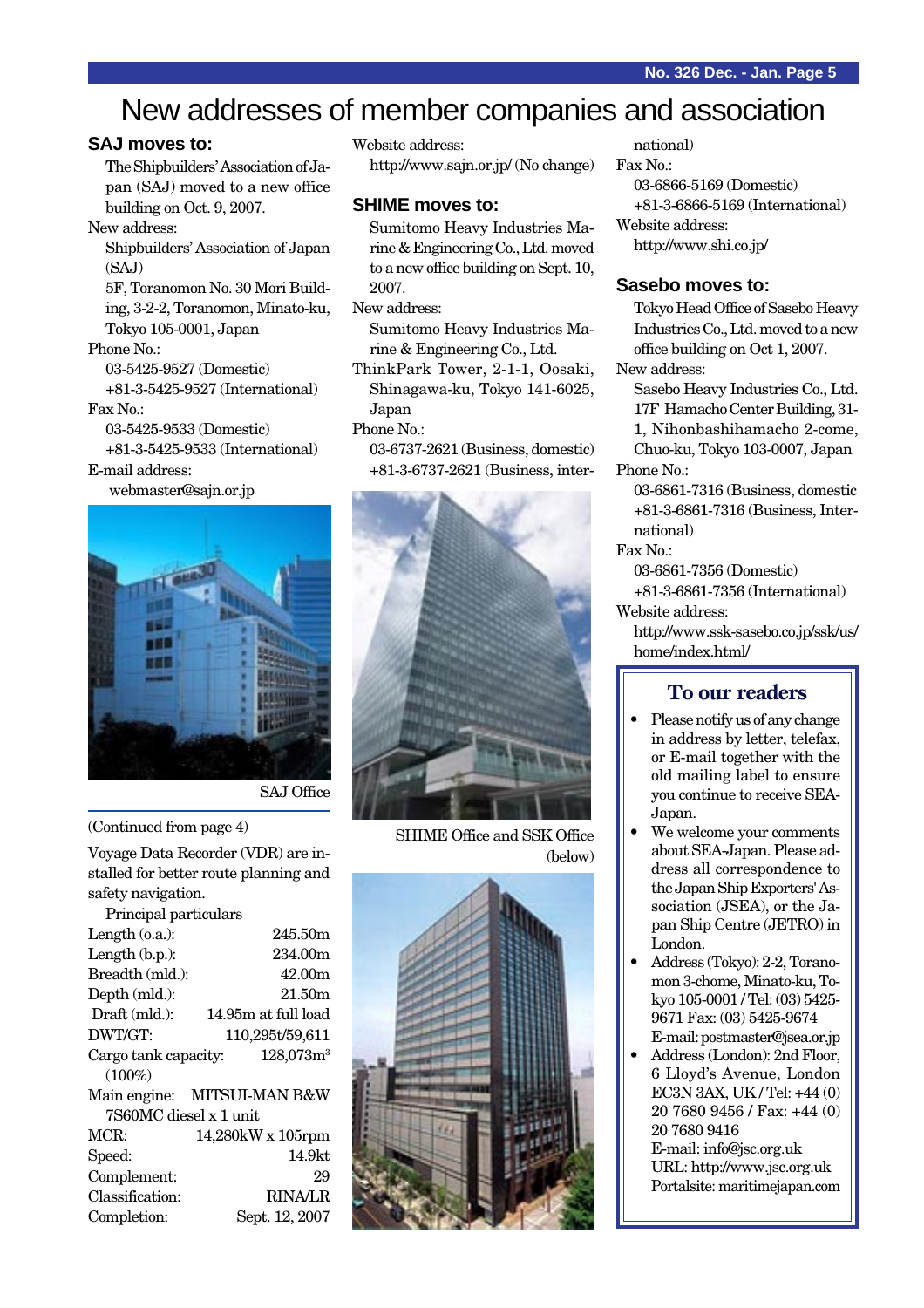# New addresses of member companies and association

## SAJ moves to:

The Shipbuilders' Association of Japan (SAJ) moved to a new office building on Oct. 9, 2007.

New address:

Shipbuilders' Association of Japan (SAJ)
5F, Toranomon No. 30 Mori Building, 3-2-2, Toranomon, Minato-ku, Tokyo 105-0001, Japan

Phone No.:

03-5425-9527 (Domestic)
+81-3-5425-9527 (International)

Fax No.:

03-5425-9533 (Domestic)
+81-3-5425-9533 (International)

E-mail address:

webmaster@sajn.or.jp

SAJ Office

Website address:

http://www.sajn.or.jp/ (No change)

## SHIME moves to:

Sumitomo Heavy Industries Marine & Engineering Co., Ltd. moved to a new office building on Sept. 10, 2007.

New address:

Sumitomo Heavy Industries Marine & Engineering Co., Ltd.
ThinkPark Tower, 2-1-1, Oosaki, Shinagawa-ku, Tokyo 141-6025, Japan

Phone No.:

03-6737-2621 (Business, domestic)
+81-3-6737-2621 (Business, international)

Fax No.:

03-6866-5169 (Domestic)
+81-3-6866-5169 (International)

Website address:

http://www.shi.co.jp/

SHIME Office and SSK Office (below)

## Sasebo moves to:

Tokyo Head Office of Sasebo Heavy Industries Co., Ltd. moved to a new office building on Oct 1, 2007.

New address:

Sasebo Heavy Industries Co., Ltd.
17F Hamacho Center Building, 31-1, Nihonbashihamacho 2-come, Chuo-ku, Tokyo 103-0007, Japan

Phone No.:

03-6861-7316 (Business, domestic
+81-3-6861-7316 (Business, International)

Fax No.:

03-6861-7356 (Domestic)
+81-3-6861-7356 (International)

Website address:

http://www.ssk-sasebo.co.jp/ssk/us/home/index.html/

(Continued from page 4)

Voyage Data Recorder (VDR) are installed for better route planning and safety navigation.

Principal particulars

| | |
|---|---|
| Length (o.a.): | 245.50m |
| Length (b.p.): | 234.00m |
| Breadth (mld.): | 42.00m |
| Depth (mld.): | 21.50m |
| Draft (mld.): | 14.95m at full load |
| DWT/GT: | 110,295t/59,611 |
| Cargo tank capacity: | 128,073m$^3$ (100%) |
| Main engine: | MITSUI-MAN B&W 7S60MC diesel x 1 unit |
| MCR: | 14,280kW x 105rpm |
| Speed: | 14.9kt |
| Complement: | 29 |
| Classification: | RINA/LR |
| Completion: | Sept. 12, 2007 |

### To our readers

- Please notify us of any change in address by letter, telefax, or E-mail together with the old mailing label to ensure you continue to receive SEA-Japan.
- We welcome your comments about SEA-Japan. Please address all correspondence to the Japan Ship Exporters' Association (JSEA), or the Japan Ship Centre (JETRO) in London.
- Address (Tokyo): 2-2, Toranomon 3-chome, Minato-ku, Tokyo 105-0001 / Tel: (03) 5425-9671 Fax: (03) 5425-9674
  E-mail: postmaster@jsea.or.jp
- Address (London): 2nd Floor, 6 Lloyd's Avenue, London EC3N 3AX, UK / Tel: +44 (0) 20 7680 9456 / Fax: +44 (0) 20 7680 9416
  E-mail: info@jsc.org.uk
  URL: http://www.jsc.org.uk
  Portalsite: maritimejapan.com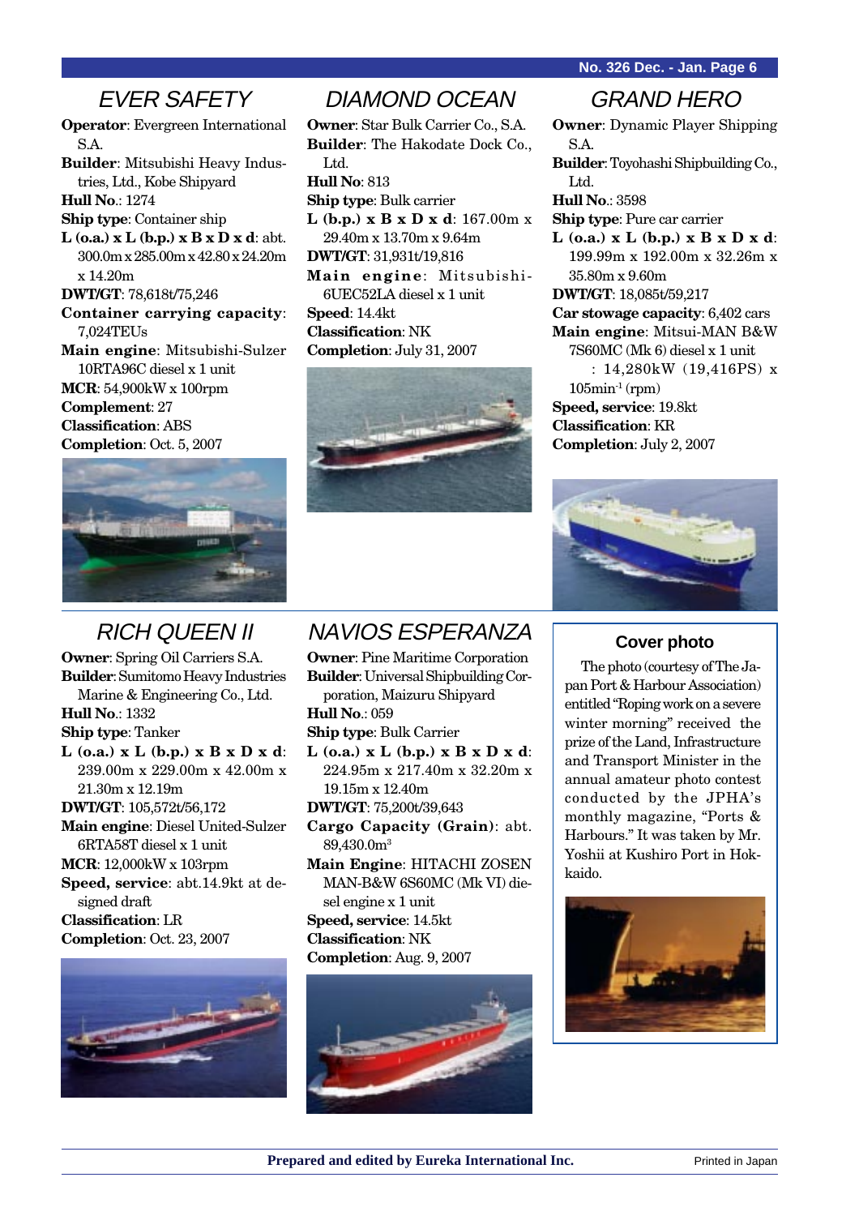## EVER SAFETY

**Operator**: Evergreen International S.A.
**Builder**: Mitsubishi Heavy Industries, Ltd., Kobe Shipyard
**Hull No.**: 1274
**Ship type**: Container ship
**L (o.a.) x L (b.p.) x B x D x d**: abt. 300.0m x 285.00m x 42.80 x 24.20m x 14.20m
**DWT/GT**: 78,618t/75,246
**Container carrying capacity**: 7,024TEUs
**Main engine**: Mitsubishi-Sulzer 10RTA96C diesel x 1 unit
**MCR**: 54,900kW x 100rpm
**Complement**: 27
**Classification**: ABS
**Completion**: Oct. 5, 2007

## DIAMOND OCEAN

**Owner**: Star Bulk Carrier Co., S.A.
**Builder**: The Hakodate Dock Co., Ltd.
**Hull No**: 813
**Ship type**: Bulk carrier
**L (b.p.) x B x D x d**: 167.00m x 29.40m x 13.70m x 9.64m
**DWT/GT**: 31,931t/19,816
**Main engine**: Mitsubishi-6UEC52LA diesel x 1 unit
**Speed**: 14.4kt
**Classification**: NK
**Completion**: July 31, 2007

## GRAND HERO

**Owner**: Dynamic Player Shipping S.A.
**Builder**: Toyohashi Shipbuilding Co., Ltd.
**Hull No.**: 3598
**Ship type**: Pure car carrier
**L (o.a.) x L (b.p.) x B x D x d**: 199.99m x 192.00m x 32.26m x 35.80m x 9.60m
**DWT/GT**: 18,085t/59,217
**Car stowage capacity**: 6,402 cars
**Main engine**: Mitsui-MAN B&W 7S60MC (Mk 6) diesel x 1 unit : 14,280kW (19,416PS) x $105\text{min}^{-1}$ (rpm)
**Speed, service**: 19.8kt
**Classification**: KR
**Completion**: July 2, 2007

## RICH QUEEN II

**Owner**: Spring Oil Carriers S.A.
**Builder**: Sumitomo Heavy Industries Marine & Engineering Co., Ltd.
**Hull No.**: 1332
**Ship type**: Tanker
**L (o.a.) x L (b.p.) x B x D x d**: 239.00m x 229.00m x 42.00m x 21.30m x 12.19m
**DWT/GT**: 105,572t/56,172
**Main engine**: Diesel United-Sulzer 6RTA58T diesel x 1 unit
**MCR**: 12,000kW x 103rpm
**Speed, service**: abt.14.9kt at designed draft
**Classification**: LR
**Completion**: Oct. 23, 2007

## NAVIOS ESPERANZA

**Owner**: Pine Maritime Corporation
**Builder**: Universal Shipbuilding Corporation, Maizuru Shipyard
**Hull No.**: 059
**Ship type**: Bulk Carrier
**L (o.a.) x L (b.p.) x B x D x d**: 224.95m x 217.40m x 32.20m x 19.15m x 12.40m
**DWT/GT**: 75,200t/39,643
**Cargo Capacity (Grain)**: abt. $89{,}430.0\text{m}^3$
**Main Engine**: HITACHI ZOSEN MAN-B&W 6S60MC (Mk VI) diesel engine x 1 unit
**Speed, service**: 14.5kt
**Classification**: NK
**Completion**: Aug. 9, 2007

### Cover photo

The photo (courtesy of The Japan Port & Harbour Association) entitled "Roping work on a severe winter morning" received the prize of the Land, Infrastructure and Transport Minister in the annual amateur photo contest conducted by the JPHA's monthly magazine, "Ports & Harbours." It was taken by Mr. Yoshii at Kushiro Port in Hokkaido.

**Prepared and edited by Eureka International Inc.** Printed in Japan